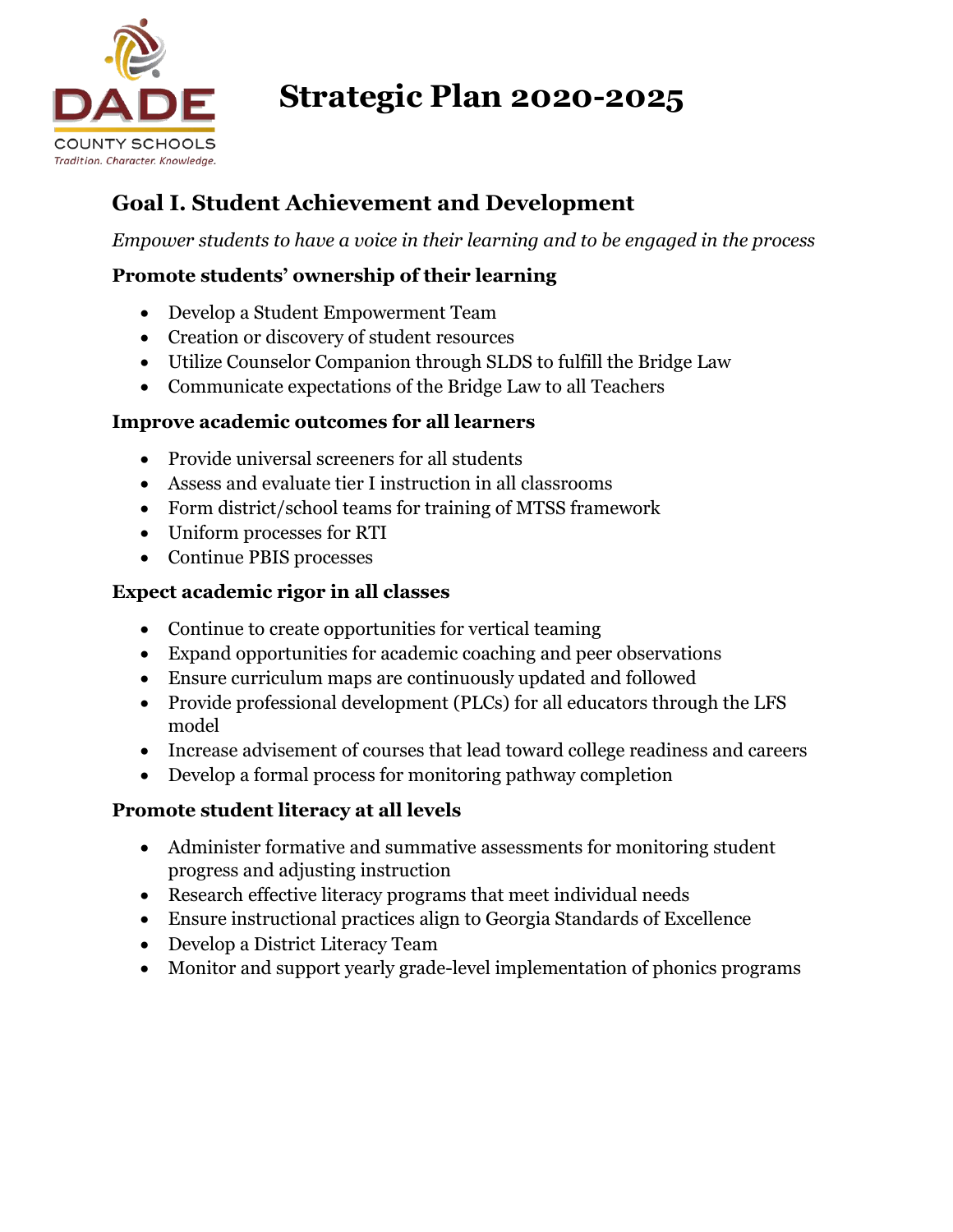DADE COUNTY SCHOOLS
Tradition. Character. Knowledge.

# Strategic Plan 2020-2025

## Goal I. Student Achievement and Development

*Empower students to have a voice in their learning and to be engaged in the process*

### Promote students' ownership of their learning

- Develop a Student Empowerment Team
- Creation or discovery of student resources
- Utilize Counselor Companion through SLDS to fulfill the Bridge Law
- Communicate expectations of the Bridge Law to all Teachers

### Improve academic outcomes for all learners

- Provide universal screeners for all students
- Assess and evaluate tier I instruction in all classrooms
- Form district/school teams for training of MTSS framework
- Uniform processes for RTI
- Continue PBIS processes

### Expect academic rigor in all classes

- Continue to create opportunities for vertical teaming
- Expand opportunities for academic coaching and peer observations
- Ensure curriculum maps are continuously updated and followed
- Provide professional development (PLCs) for all educators through the LFS model
- Increase advisement of courses that lead toward college readiness and careers
- Develop a formal process for monitoring pathway completion

### Promote student literacy at all levels

- Administer formative and summative assessments for monitoring student progress and adjusting instruction
- Research effective literacy programs that meet individual needs
- Ensure instructional practices align to Georgia Standards of Excellence
- Develop a District Literacy Team
- Monitor and support yearly grade-level implementation of phonics programs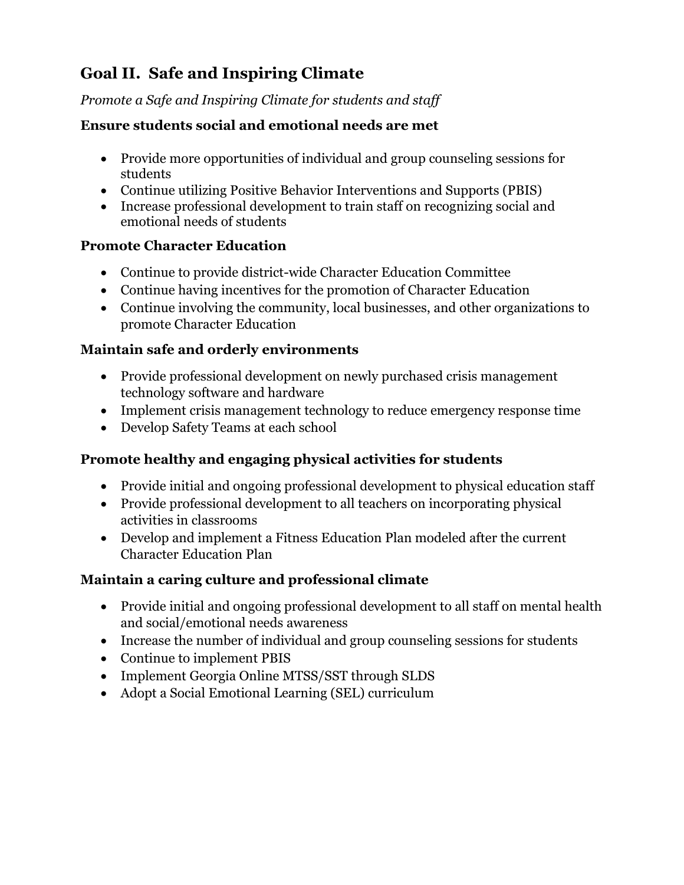## Goal II. Safe and Inspiring Climate

*Promote a Safe and Inspiring Climate for students and staff*

### Ensure students social and emotional needs are met

- Provide more opportunities of individual and group counseling sessions for students
- Continue utilizing Positive Behavior Interventions and Supports (PBIS)
- Increase professional development to train staff on recognizing social and emotional needs of students

### Promote Character Education

- Continue to provide district-wide Character Education Committee
- Continue having incentives for the promotion of Character Education
- Continue involving the community, local businesses, and other organizations to promote Character Education

### Maintain safe and orderly environments

- Provide professional development on newly purchased crisis management technology software and hardware
- Implement crisis management technology to reduce emergency response time
- Develop Safety Teams at each school

### Promote healthy and engaging physical activities for students

- Provide initial and ongoing professional development to physical education staff
- Provide professional development to all teachers on incorporating physical activities in classrooms
- Develop and implement a Fitness Education Plan modeled after the current Character Education Plan

### Maintain a caring culture and professional climate

- Provide initial and ongoing professional development to all staff on mental health and social/emotional needs awareness
- Increase the number of individual and group counseling sessions for students
- Continue to implement PBIS
- Implement Georgia Online MTSS/SST through SLDS
- Adopt a Social Emotional Learning (SEL) curriculum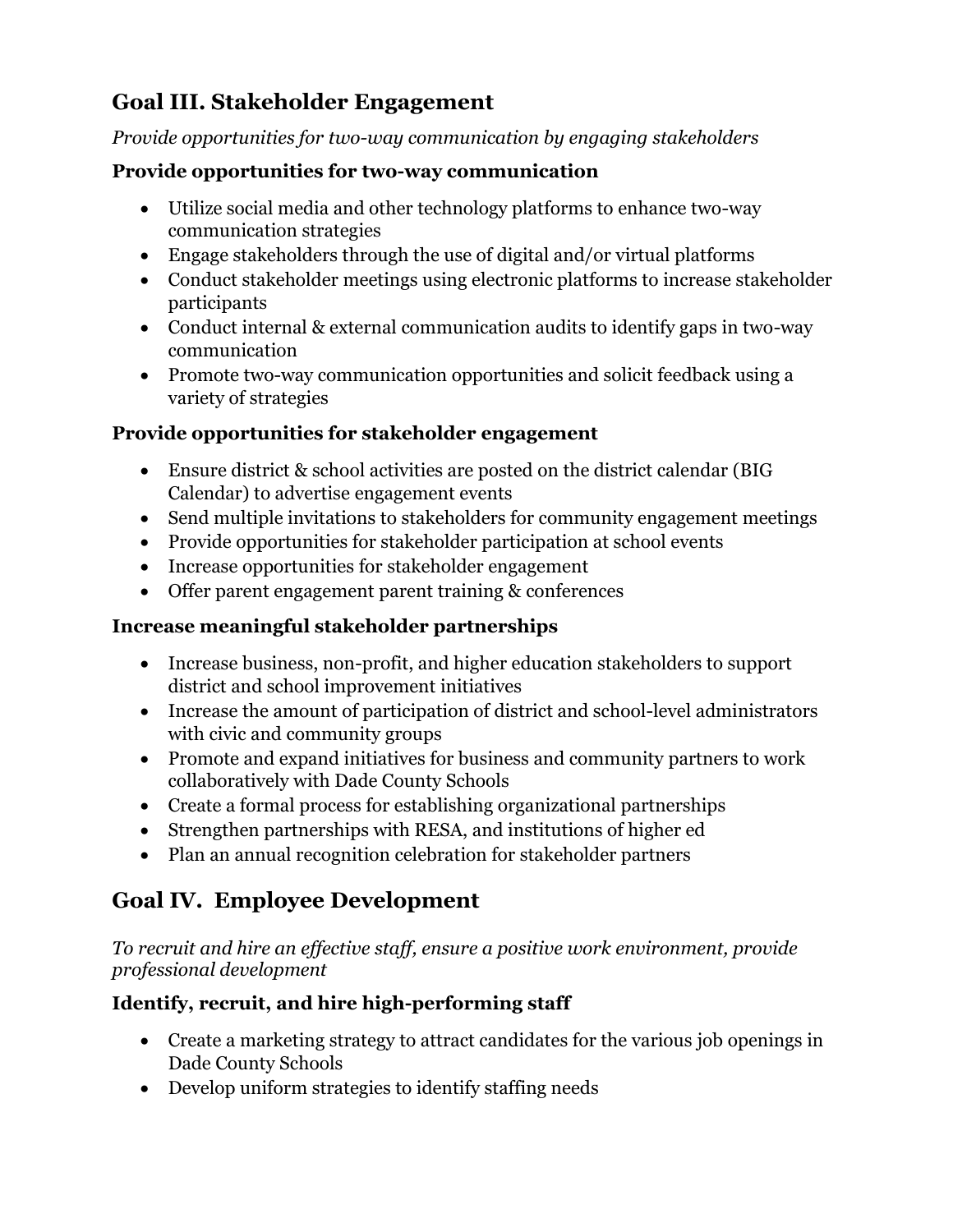## Goal III. Stakeholder Engagement

*Provide opportunities for two-way communication by engaging stakeholders*

### Provide opportunities for two-way communication

- Utilize social media and other technology platforms to enhance two-way communication strategies
- Engage stakeholders through the use of digital and/or virtual platforms
- Conduct stakeholder meetings using electronic platforms to increase stakeholder participants
- Conduct internal & external communication audits to identify gaps in two-way communication
- Promote two-way communication opportunities and solicit feedback using a variety of strategies

### Provide opportunities for stakeholder engagement

- Ensure district & school activities are posted on the district calendar (BIG Calendar) to advertise engagement events
- Send multiple invitations to stakeholders for community engagement meetings
- Provide opportunities for stakeholder participation at school events
- Increase opportunities for stakeholder engagement
- Offer parent engagement parent training & conferences

### Increase meaningful stakeholder partnerships

- Increase business, non-profit, and higher education stakeholders to support district and school improvement initiatives
- Increase the amount of participation of district and school-level administrators with civic and community groups
- Promote and expand initiatives for business and community partners to work collaboratively with Dade County Schools
- Create a formal process for establishing organizational partnerships
- Strengthen partnerships with RESA, and institutions of higher ed
- Plan an annual recognition celebration for stakeholder partners

## Goal IV. Employee Development

*To recruit and hire an effective staff, ensure a positive work environment, provide professional development*

### Identify, recruit, and hire high-performing staff

- Create a marketing strategy to attract candidates for the various job openings in Dade County Schools
- Develop uniform strategies to identify staffing needs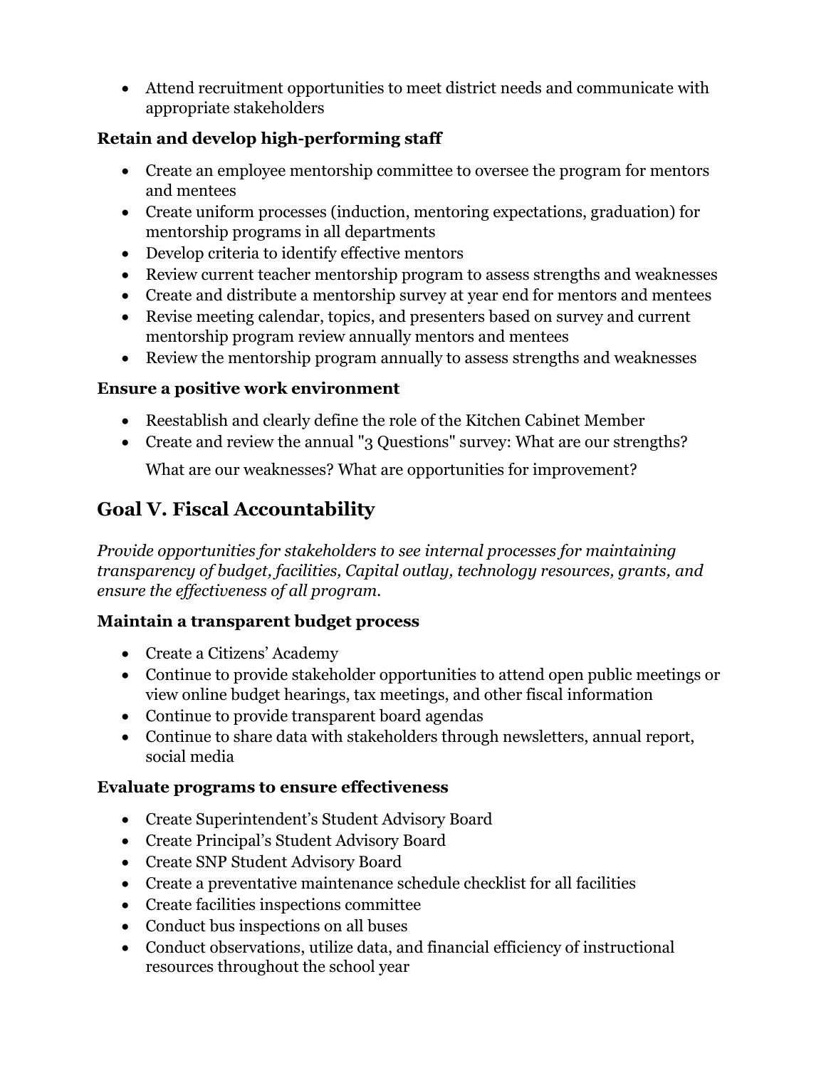- Attend recruitment opportunities to meet district needs and communicate with appropriate stakeholders

### Retain and develop high-performing staff

- Create an employee mentorship committee to oversee the program for mentors and mentees
- Create uniform processes (induction, mentoring expectations, graduation) for mentorship programs in all departments
- Develop criteria to identify effective mentors
- Review current teacher mentorship program to assess strengths and weaknesses
- Create and distribute a mentorship survey at year end for mentors and mentees
- Revise meeting calendar, topics, and presenters based on survey and current mentorship program review annually mentors and mentees
- Review the mentorship program annually to assess strengths and weaknesses

### Ensure a positive work environment

- Reestablish and clearly define the role of the Kitchen Cabinet Member
- Create and review the annual "3 Questions" survey: What are our strengths?

  What are our weaknesses? What are opportunities for improvement?

## Goal V. Fiscal Accountability

*Provide opportunities for stakeholders to see internal processes for maintaining transparency of budget, facilities, Capital outlay, technology resources, grants, and ensure the effectiveness of all program.*

### Maintain a transparent budget process

- Create a Citizens' Academy
- Continue to provide stakeholder opportunities to attend open public meetings or view online budget hearings, tax meetings, and other fiscal information
- Continue to provide transparent board agendas
- Continue to share data with stakeholders through newsletters, annual report, social media

### Evaluate programs to ensure effectiveness

- Create Superintendent's Student Advisory Board
- Create Principal's Student Advisory Board
- Create SNP Student Advisory Board
- Create a preventative maintenance schedule checklist for all facilities
- Create facilities inspections committee
- Conduct bus inspections on all buses
- Conduct observations, utilize data, and financial efficiency of instructional resources throughout the school year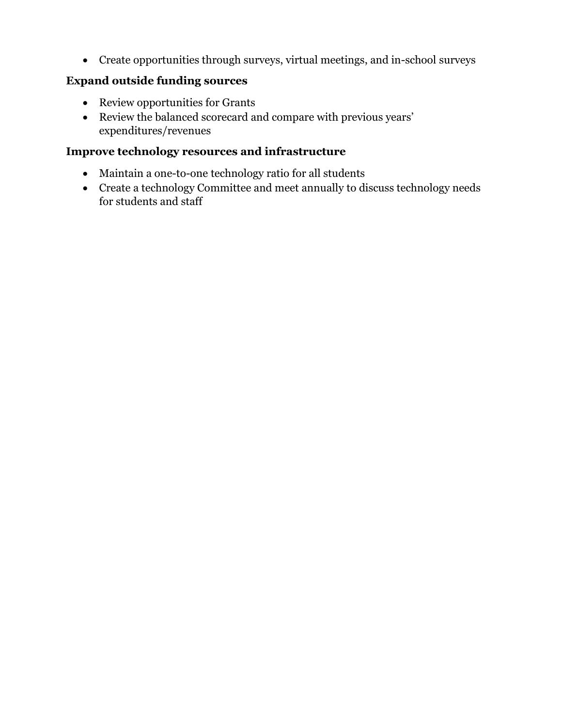- Create opportunities through surveys, virtual meetings, and in-school surveys

### Expand outside funding sources

- Review opportunities for Grants
- Review the balanced scorecard and compare with previous years' expenditures/revenues

### Improve technology resources and infrastructure

- Maintain a one-to-one technology ratio for all students
- Create a technology Committee and meet annually to discuss technology needs for students and staff